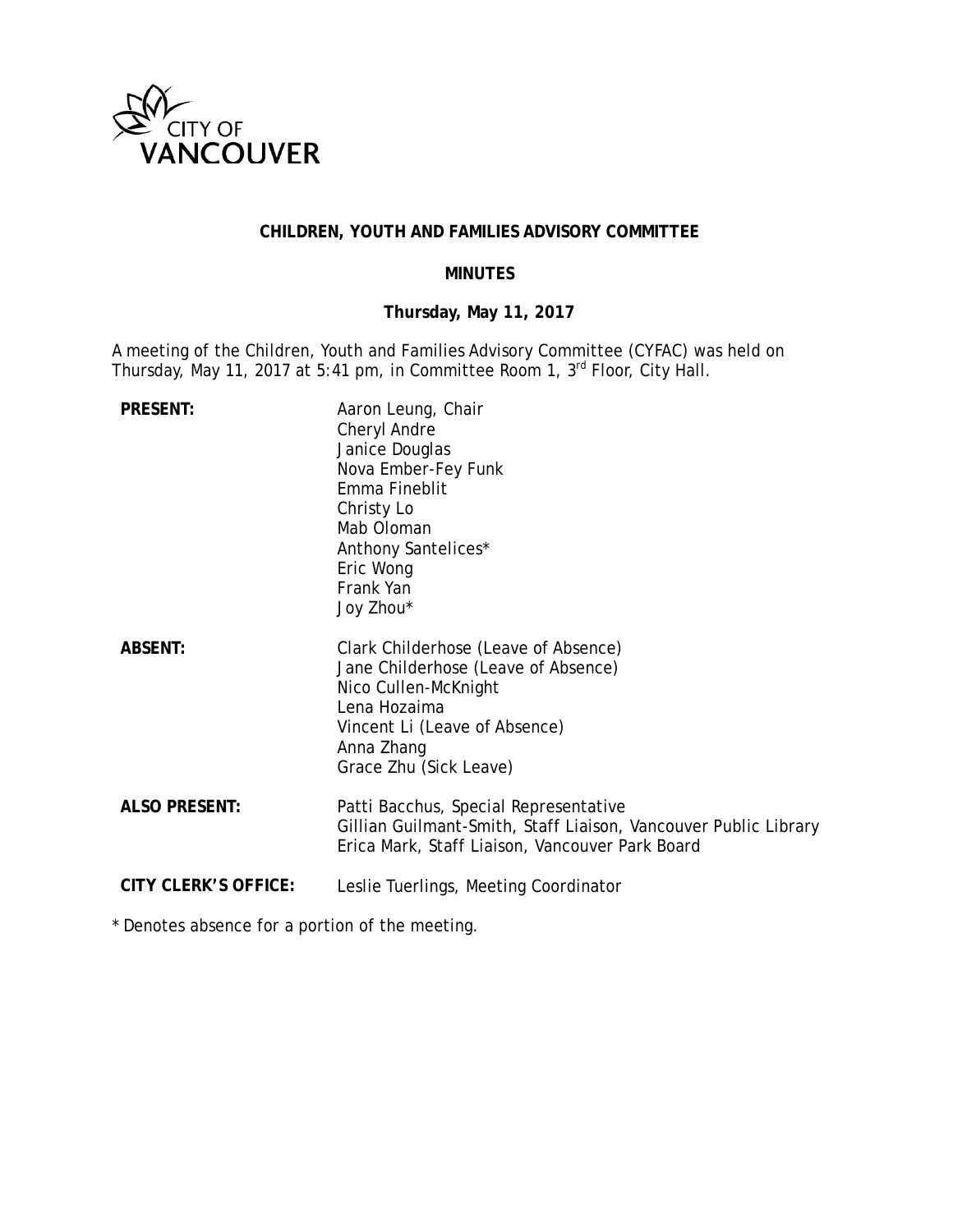CITY OF VANCOUVER

**CHILDREN, YOUTH AND FAMILIES ADVISORY COMMITTEE**

**MINUTES**

**Thursday, May 11, 2017**

A meeting of the Children, Youth and Families Advisory Committee (CYFAC) was held on Thursday, May 11, 2017 at 5:41 pm, in Committee Room 1, 3rd Floor, City Hall.

**PRESENT:**
Aaron Leung, Chair
Cheryl Andre
Janice Douglas
Nova Ember-Fey Funk
Emma Fineblit
Christy Lo
Mab Oloman
Anthony Santelices*
Eric Wong
Frank Yan
Joy Zhou*

**ABSENT:**
Clark Childerhose (Leave of Absence)
Jane Childerhose (Leave of Absence)
Nico Cullen-McKnight
Lena Hozaima
Vincent Li (Leave of Absence)
Anna Zhang
Grace Zhu (Sick Leave)

**ALSO PRESENT:**
Patti Bacchus, Special Representative
Gillian Guilmant-Smith, Staff Liaison, Vancouver Public Library
Erica Mark, Staff Liaison, Vancouver Park Board

**CITY CLERK'S OFFICE:**
Leslie Tuerlings, Meeting Coordinator

\* Denotes absence for a portion of the meeting.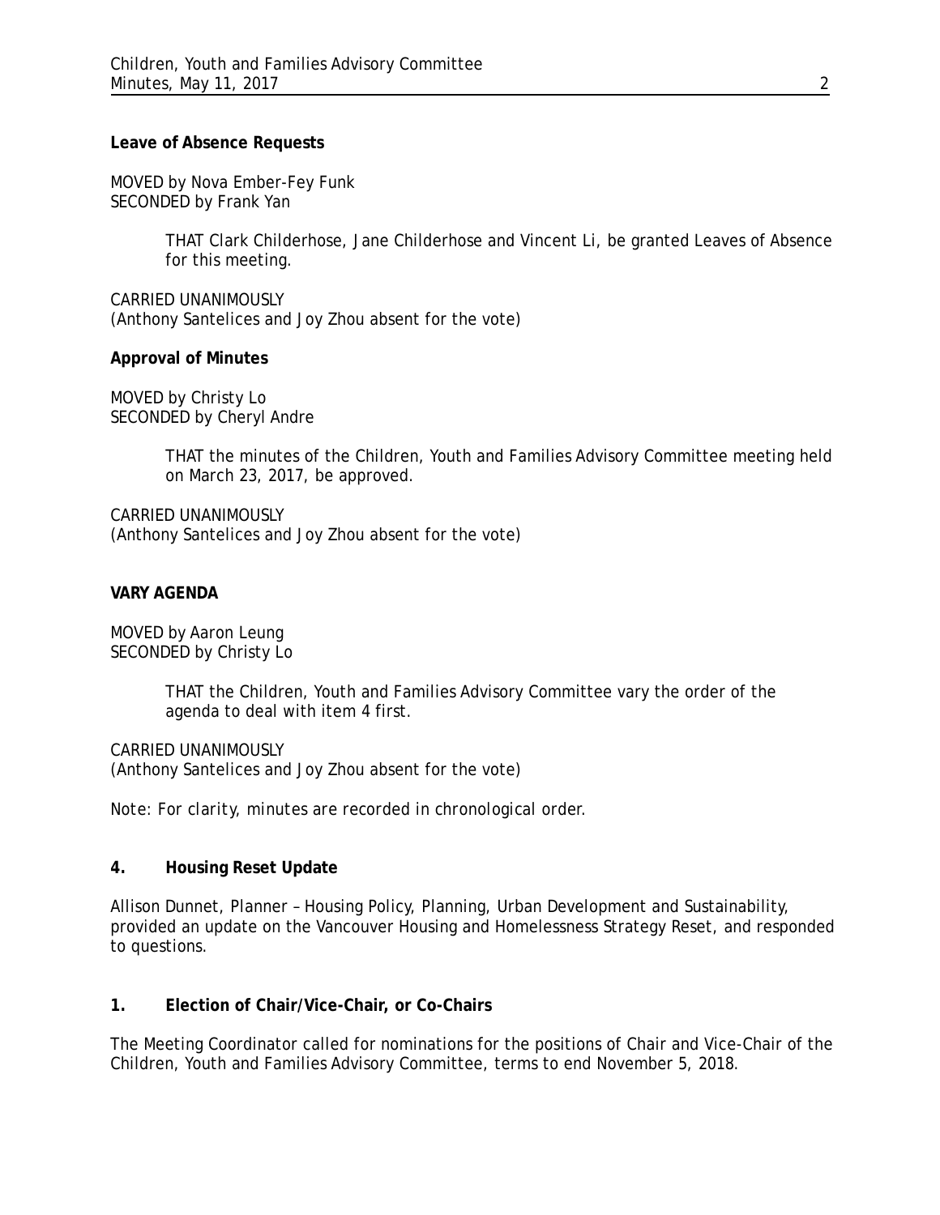**Leave of Absence Requests**

MOVED by Nova Ember-Fey Funk
SECONDED by Frank Yan

> THAT Clark Childerhose, Jane Childerhose and Vincent Li, be granted Leaves of Absence for this meeting.

CARRIED UNANIMOUSLY
(Anthony Santelices and Joy Zhou absent for the vote)

**Approval of Minutes**

MOVED by Christy Lo
SECONDED by Cheryl Andre

> THAT the minutes of the Children, Youth and Families Advisory Committee meeting held on March 23, 2017, be approved.

CARRIED UNANIMOUSLY
(Anthony Santelices and Joy Zhou absent for the vote)

**VARY AGENDA**

MOVED by Aaron Leung
SECONDED by Christy Lo

> THAT the Children, Youth and Families Advisory Committee vary the order of the agenda to deal with item 4 first.

CARRIED UNANIMOUSLY
(Anthony Santelices and Joy Zhou absent for the vote)

*Note: For clarity, minutes are recorded in chronological order.*

**4. Housing Reset Update**

Allison Dunnet, Planner – Housing Policy, Planning, Urban Development and Sustainability, provided an update on the Vancouver Housing and Homelessness Strategy Reset, and responded to questions.

**1. Election of Chair/Vice-Chair, or Co-Chairs**

The Meeting Coordinator called for nominations for the positions of Chair and Vice-Chair of the Children, Youth and Families Advisory Committee, terms to end November 5, 2018.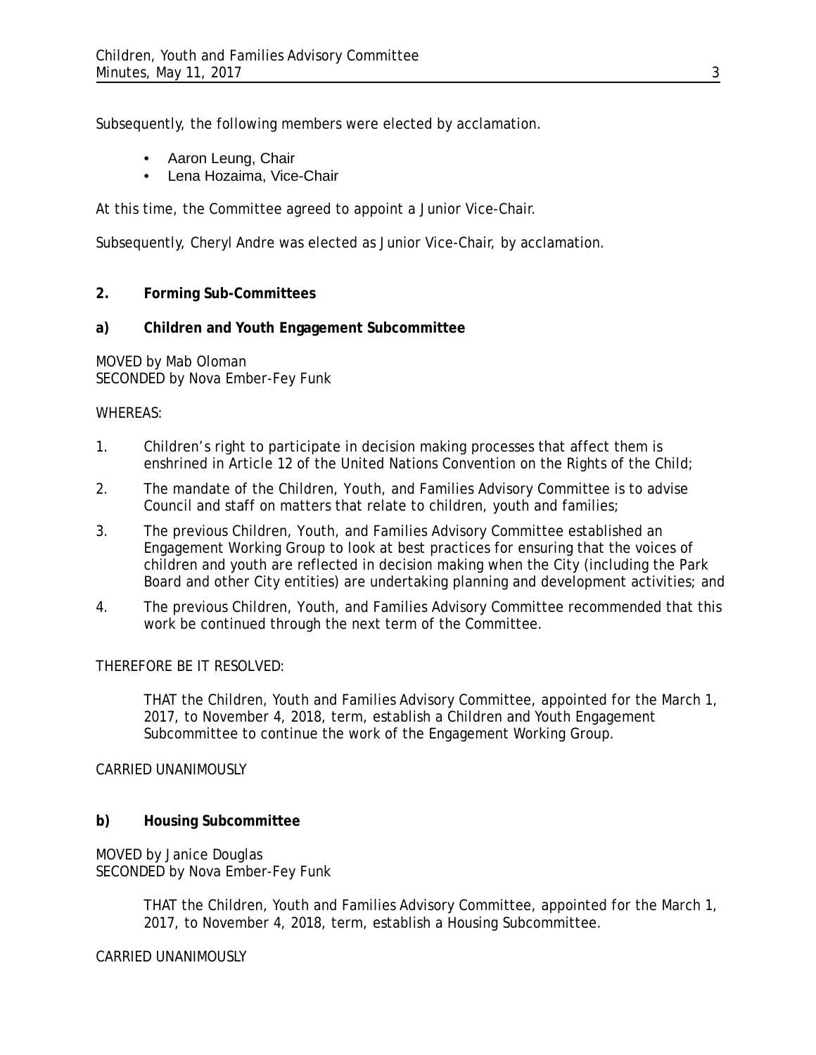Subsequently, the following members were elected by acclamation.

- Aaron Leung, Chair
- Lena Hozaima, Vice-Chair

At this time, the Committee agreed to appoint a Junior Vice-Chair.

Subsequently, Cheryl Andre was elected as Junior Vice-Chair, by acclamation.

**2. Forming Sub-Committees**

**a) Children and Youth Engagement Subcommittee**

MOVED by Mab Oloman
SECONDED by Nova Ember-Fey Funk

WHEREAS:

1. Children's right to participate in decision making processes that affect them is enshrined in Article 12 of the United Nations Convention on the Rights of the Child;
2. The mandate of the Children, Youth, and Families Advisory Committee is to advise Council and staff on matters that relate to children, youth and families;
3. The previous Children, Youth, and Families Advisory Committee established an Engagement Working Group to look at best practices for ensuring that the voices of children and youth are reflected in decision making when the City (including the Park Board and other City entities) are undertaking planning and development activities; and
4. The previous Children, Youth, and Families Advisory Committee recommended that this work be continued through the next term of the Committee.

THEREFORE BE IT RESOLVED:

> THAT the Children, Youth and Families Advisory Committee, appointed for the March 1, 2017, to November 4, 2018, term, establish a Children and Youth Engagement Subcommittee to continue the work of the Engagement Working Group.

CARRIED UNANIMOUSLY

**b) Housing Subcommittee**

MOVED by Janice Douglas
SECONDED by Nova Ember-Fey Funk

> THAT the Children, Youth and Families Advisory Committee, appointed for the March 1, 2017, to November 4, 2018, term, establish a Housing Subcommittee.

CARRIED UNANIMOUSLY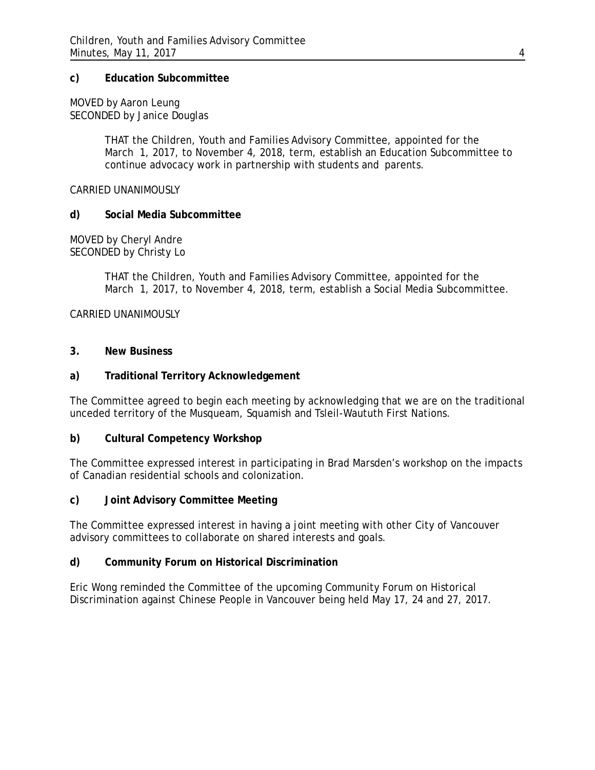**c) Education Subcommittee**

MOVED by Aaron Leung
SECONDED by Janice Douglas

> THAT the Children, Youth and Families Advisory Committee, appointed for the March 1, 2017, to November 4, 2018, term, establish an Education Subcommittee to continue advocacy work in partnership with students and parents.

CARRIED UNANIMOUSLY

**d) Social Media Subcommittee**

MOVED by Cheryl Andre
SECONDED by Christy Lo

> THAT the Children, Youth and Families Advisory Committee, appointed for the March 1, 2017, to November 4, 2018, term, establish a Social Media Subcommittee.

CARRIED UNANIMOUSLY

**3. New Business**

**a) Traditional Territory Acknowledgement**

The Committee agreed to begin each meeting by acknowledging that we are on the traditional unceded territory of the Musqueam, Squamish and Tsleil-Waututh First Nations.

**b) Cultural Competency Workshop**

The Committee expressed interest in participating in Brad Marsden's workshop on the impacts of Canadian residential schools and colonization.

**c) Joint Advisory Committee Meeting**

The Committee expressed interest in having a joint meeting with other City of Vancouver advisory committees to collaborate on shared interests and goals.

**d) Community Forum on Historical Discrimination**

Eric Wong reminded the Committee of the upcoming Community Forum on Historical Discrimination against Chinese People in Vancouver being held May 17, 24 and 27, 2017.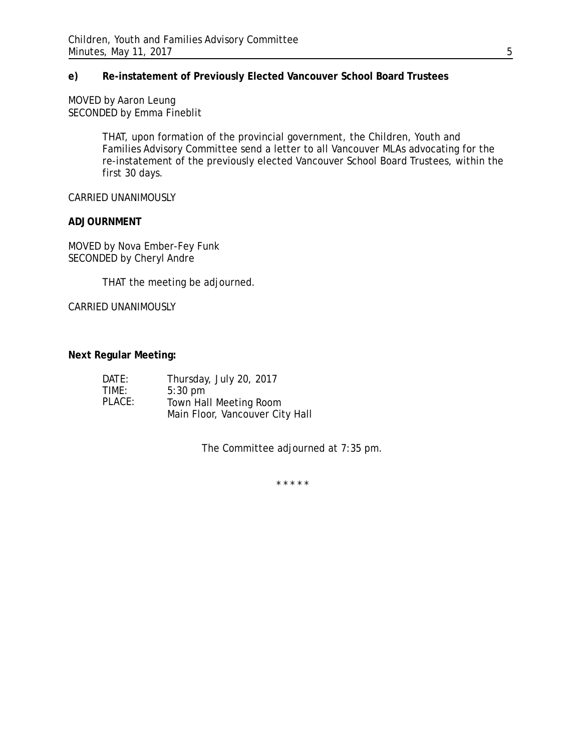**e) Re-instatement of Previously Elected Vancouver School Board Trustees**

MOVED by Aaron Leung
SECONDED by Emma Fineblit

> THAT, upon formation of the provincial government, the Children, Youth and Families Advisory Committee send a letter to all Vancouver MLAs advocating for the re-instatement of the previously elected Vancouver School Board Trustees, within the first 30 days.

CARRIED UNANIMOUSLY

**ADJOURNMENT**

MOVED by Nova Ember-Fey Funk
SECONDED by Cheryl Andre

> THAT the meeting be adjourned.

CARRIED UNANIMOUSLY

**Next Regular Meeting:**

| | |
|---|---|
| DATE: | Thursday, July 20, 2017 |
| TIME: | 5:30 pm |
| PLACE: | Town Hall Meeting Room<br>Main Floor, Vancouver City Hall |

The Committee adjourned at 7:35 pm.

* * * * *